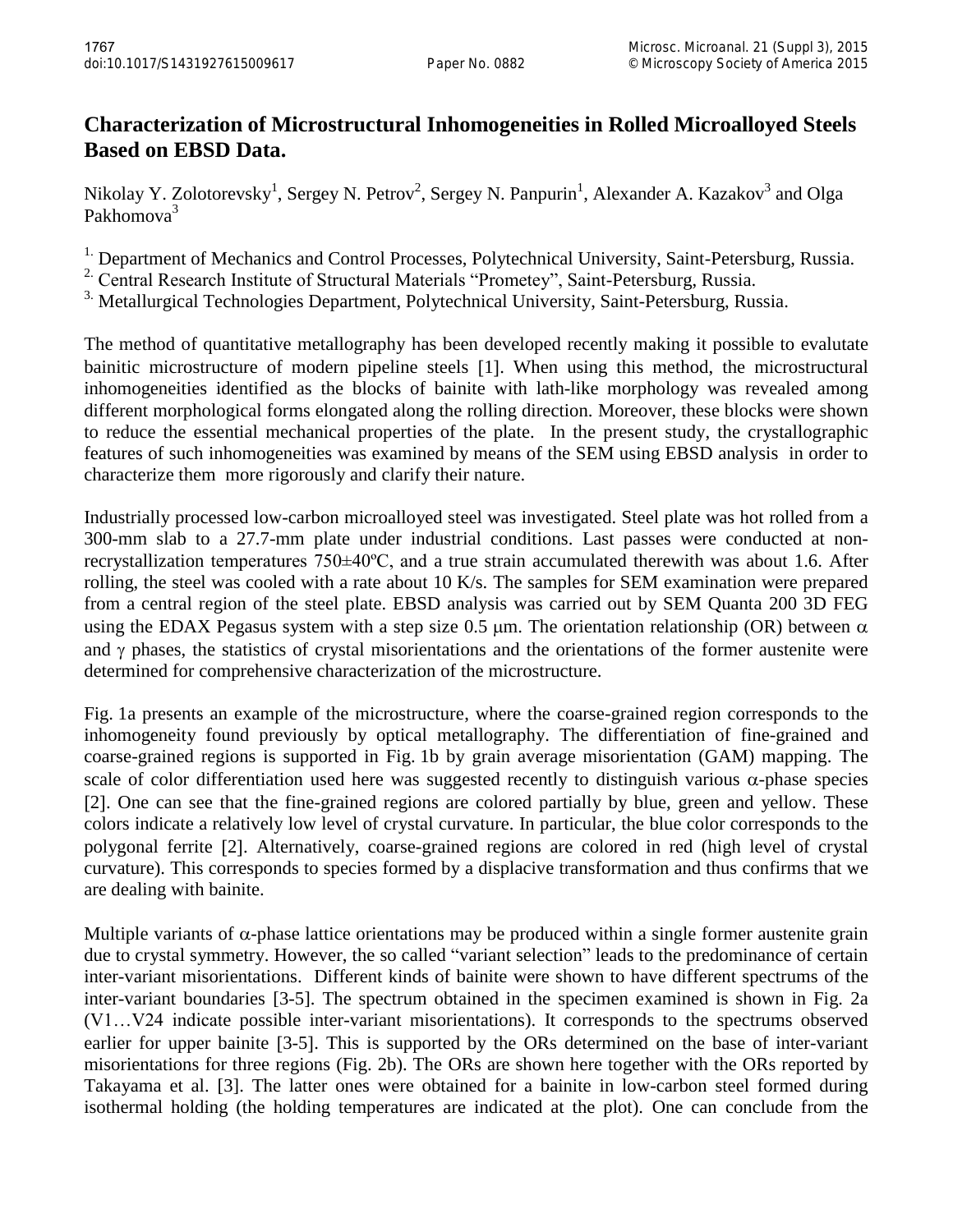# Characterization of Microstructural Inhomogeneities in Rolled Microalloyed Steels Based on EBSD Data.

Nikolay Y. Zolotorevsky[1], Sergey N. Petrov[2], Sergey N. Panpurin[1], Alexander A. Kazakov[3] and Olga Pakhomova[3]

[1.] Department of Mechanics and Control Processes, Polytechnical University, Saint-Petersburg, Russia.
[2.] Central Research Institute of Structural Materials "Prometey", Saint-Petersburg, Russia.
[3.] Metallurgical Technologies Department, Polytechnical University, Saint-Petersburg, Russia.

The method of quantitative metallography has been developed recently making it possible to evalutate bainitic microstructure of modern pipeline steels [1]. When using this method, the microstructural inhomogeneities identified as the blocks of bainite with lath-like morphology was revealed among different morphological forms elongated along the rolling direction. Moreover, these blocks were shown to reduce the essential mechanical properties of the plate. In the present study, the crystallographic features of such inhomogeneities was examined by means of the SEM using EBSD analysis in order to characterize them more rigorously and clarify their nature.

Industrially processed low-carbon microalloyed steel was investigated. Steel plate was hot rolled from a 300-mm slab to a 27.7-mm plate under industrial conditions. Last passes were conducted at non-recrystallization temperatures 750±40ºC, and a true strain accumulated therewith was about 1.6. After rolling, the steel was cooled with a rate about 10 K/s. The samples for SEM examination were prepared from a central region of the steel plate. EBSD analysis was carried out by SEM Quanta 200 3D FEG using the EDAX Pegasus system with a step size 0.5 μm. The orientation relationship (OR) between $\alpha$ and $\gamma$ phases, the statistics of crystal misorientations and the orientations of the former austenite were determined for comprehensive characterization of the microstructure.

Fig. 1a presents an example of the microstructure, where the coarse-grained region corresponds to the inhomogeneity found previously by optical metallography. The differentiation of fine-grained and coarse-grained regions is supported in Fig. 1b by grain average misorientation (GAM) mapping. The scale of color differentiation used here was suggested recently to distinguish various $\alpha$-phase species [2]. One can see that the fine-grained regions are colored partially by blue, green and yellow. These colors indicate a relatively low level of crystal curvature. In particular, the blue color corresponds to the polygonal ferrite [2]. Alternatively, coarse-grained regions are colored in red (high level of crystal curvature). This corresponds to species formed by a displacive transformation and thus confirms that we are dealing with bainite.

Multiple variants of $\alpha$-phase lattice orientations may be produced within a single former austenite grain due to crystal symmetry. However, the so called "variant selection" leads to the predominance of certain inter-variant misorientations. Different kinds of bainite were shown to have different spectrums of the inter-variant boundaries [3-5]. The spectrum obtained in the specimen examined is shown in Fig. 2a (V1…V24 indicate possible inter-variant misorientations). It corresponds to the spectrums observed earlier for upper bainite [3-5]. This is supported by the ORs determined on the base of inter-variant misorientations for three regions (Fig. 2b). The ORs are shown here together with the ORs reported by Takayama et al. [3]. The latter ones were obtained for a bainite in low-carbon steel formed during isothermal holding (the holding temperatures are indicated at the plot). One can conclude from the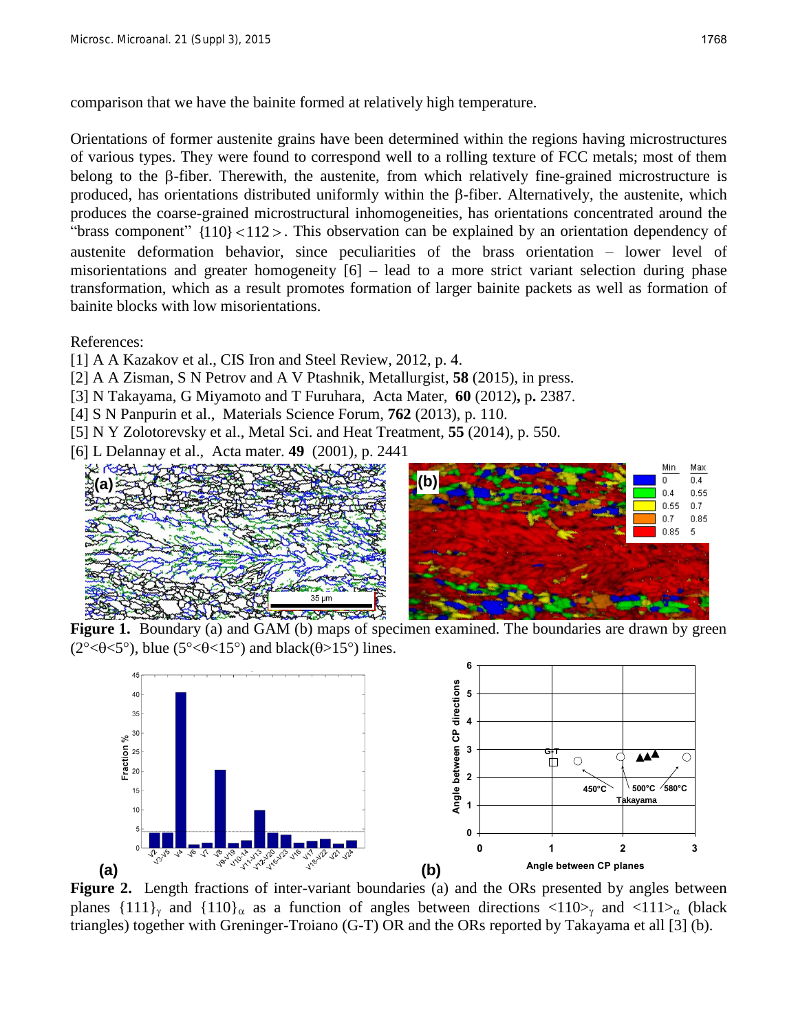comparison that we have the bainite formed at relatively high temperature.

Orientations of former austenite grains have been determined within the regions having microstructures of various types. They were found to correspond well to a rolling texture of FCC metals; most of them belong to the β-fiber. Therewith, the austenite, from which relatively fine-grained microstructure is produced, has orientations distributed uniformly within the β-fiber. Alternatively, the austenite, which produces the coarse-grained microstructural inhomogeneities, has orientations concentrated around the "brass component" $\{110\}<112>$. This observation can be explained by an orientation dependency of austenite deformation behavior, since peculiarities of the brass orientation – lower level of misorientations and greater homogeneity [6] – lead to a more strict variant selection during phase transformation, which as a result promotes formation of larger bainite packets as well as formation of bainite blocks with low misorientations.

References:

[1] A A Kazakov et al., CIS Iron and Steel Review, 2012, p. 4.

[2] A A Zisman, S N Petrov and A V Ptashnik, Metallurgist, **58** (2015), in press.

[3] N Takayama, G Miyamoto and T Furuhara, Acta Mater, **60** (2012), p. 2387.

[4] S N Panpurin et al., Materials Science Forum, **762** (2013), p. 110.

[5] N Y Zolotorevsky et al., Metal Sci. and Heat Treatment, **55** (2014), p. 550.

[6] L Delannay et al., Acta mater. **49** (2001), p. 2441

(a)
35 μm

(b)
Min Max
0 0.4
0.4 0.55
0.55 0.7
0.7 0.85
0.85 5

**Figure 1.** Boundary (a) and GAM (b) maps of specimen examined. The boundaries are drawn by green (2°<θ<5°), blue (5°<θ<15°) and black(θ>15°) lines.

(a)
Fraction %
45
40
35
30
25
20
15
10
5
0
V2 V3-V5 V4 V6 V7 V8 V9-V19 V10-14 V11-V13 V12-V20 V15-V23 V16 V17 V18-V22 V21 V24

(b)
Angle between CP directions
6
5
4
3
2
1
0
0 1 2 3
Angle between CP planes
G-T
450°C
500°C
580°C
Takayama

**Figure 2.** Length fractions of inter-variant boundaries (a) and the ORs presented by angles between planes $\{111\}_\gamma$ and $\{110\}_\alpha$ as a function of angles between directions $<110>_\gamma$ and $<111>_\alpha$ (black triangles) together with Greninger-Troiano (G-T) OR and the ORs reported by Takayama et all [3] (b).